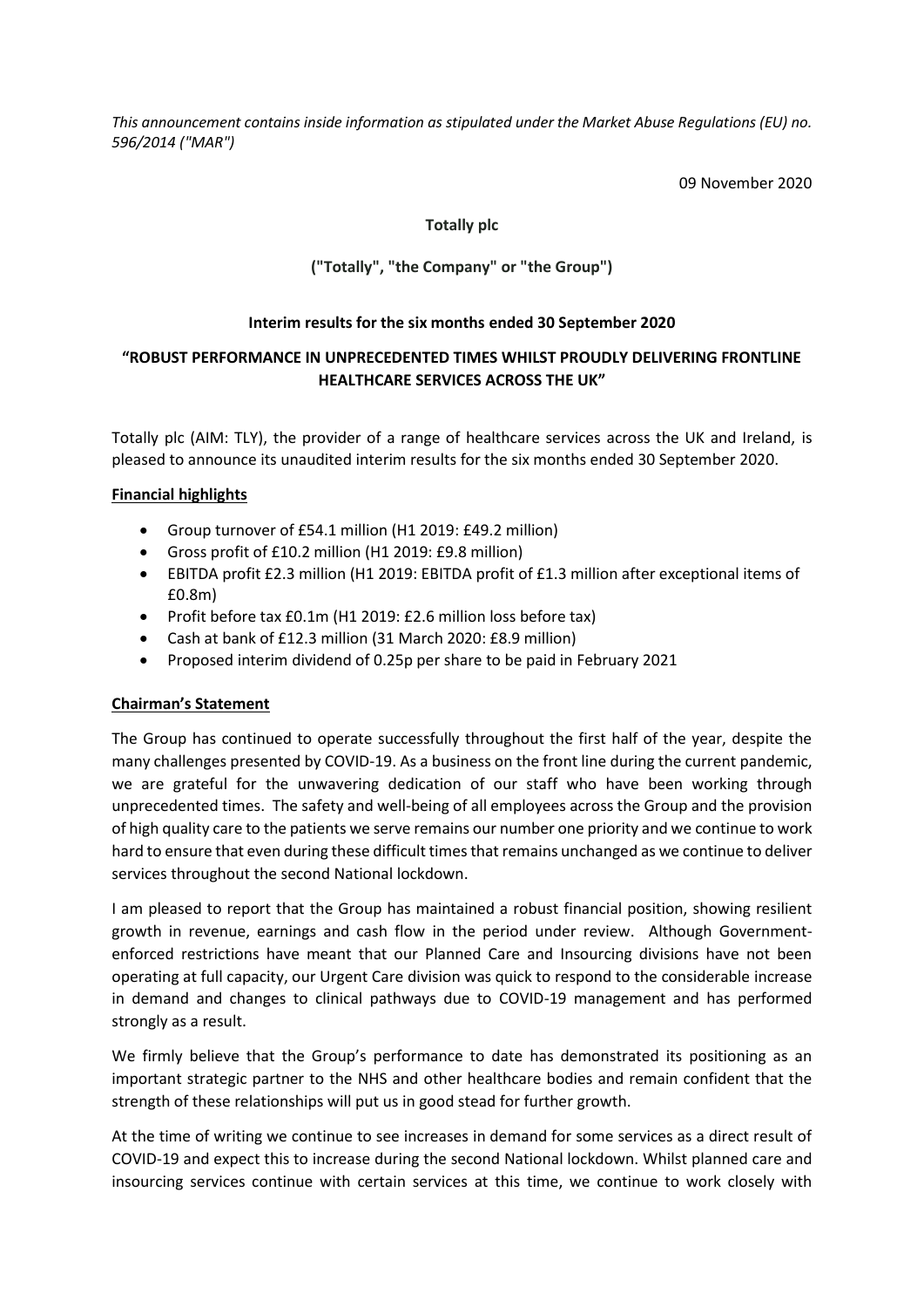*This announcement contains inside information as stipulated under the Market Abuse Regulations (EU) no. 596/2014 ("MAR")*

09 November 2020

**Totally plc**

**("Totally", "the Company" or "the Group")**

**Interim results for the six months ended 30 September 2020**

**"ROBUST PERFORMANCE IN UNPRECEDENTED TIMES WHILST PROUDLY DELIVERING FRONTLINE HEALTHCARE SERVICES ACROSS THE UK"**

Totally plc (AIM: TLY), the provider of a range of healthcare services across the UK and Ireland, is pleased to announce its unaudited interim results for the six months ended 30 September 2020.

## Financial highlights

- Group turnover of £54.1 million (H1 2019: £49.2 million)
- Gross profit of £10.2 million (H1 2019: £9.8 million)
- EBITDA profit £2.3 million (H1 2019: EBITDA profit of £1.3 million after exceptional items of £0.8m)
- Profit before tax £0.1m (H1 2019: £2.6 million loss before tax)
- Cash at bank of £12.3 million (31 March 2020: £8.9 million)
- Proposed interim dividend of 0.25p per share to be paid in February 2021

## Chairman's Statement

The Group has continued to operate successfully throughout the first half of the year, despite the many challenges presented by COVID-19. As a business on the front line during the current pandemic, we are grateful for the unwavering dedication of our staff who have been working through unprecedented times. The safety and well-being of all employees across the Group and the provision of high quality care to the patients we serve remains our number one priority and we continue to work hard to ensure that even during these difficult times that remains unchanged as we continue to deliver services throughout the second National lockdown.

I am pleased to report that the Group has maintained a robust financial position, showing resilient growth in revenue, earnings and cash flow in the period under review. Although Government-enforced restrictions have meant that our Planned Care and Insourcing divisions have not been operating at full capacity, our Urgent Care division was quick to respond to the considerable increase in demand and changes to clinical pathways due to COVID-19 management and has performed strongly as a result.

We firmly believe that the Group's performance to date has demonstrated its positioning as an important strategic partner to the NHS and other healthcare bodies and remain confident that the strength of these relationships will put us in good stead for further growth.

At the time of writing we continue to see increases in demand for some services as a direct result of COVID-19 and expect this to increase during the second National lockdown. Whilst planned care and insourcing services continue with certain services at this time, we continue to work closely with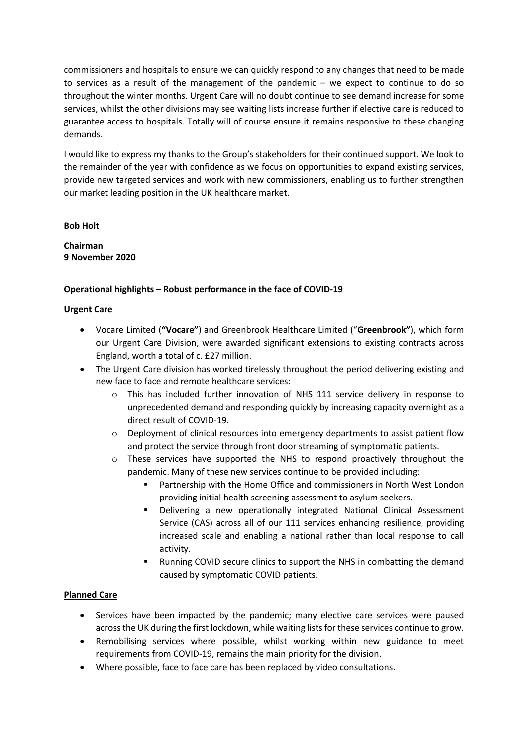commissioners and hospitals to ensure we can quickly respond to any changes that need to be made to services as a result of the management of the pandemic – we expect to continue to do so throughout the winter months. Urgent Care will no doubt continue to see demand increase for some services, whilst the other divisions may see waiting lists increase further if elective care is reduced to guarantee access to hospitals. Totally will of course ensure it remains responsive to these changing demands.

I would like to express my thanks to the Group's stakeholders for their continued support. We look to the remainder of the year with confidence as we focus on opportunities to expand existing services, provide new targeted services and work with new commissioners, enabling us to further strengthen our market leading position in the UK healthcare market.

**Bob Holt**

**Chairman**
**9 November 2020**

## Operational highlights – Robust performance in the face of COVID-19

### Urgent Care

- Vocare Limited (**"Vocare"**) and Greenbrook Healthcare Limited ("**Greenbrook"**), which form our Urgent Care Division, were awarded significant extensions to existing contracts across England, worth a total of c. £27 million.
- The Urgent Care division has worked tirelessly throughout the period delivering existing and new face to face and remote healthcare services:
  - This has included further innovation of NHS 111 service delivery in response to unprecedented demand and responding quickly by increasing capacity overnight as a direct result of COVID-19.
  - Deployment of clinical resources into emergency departments to assist patient flow and protect the service through front door streaming of symptomatic patients.
  - These services have supported the NHS to respond proactively throughout the pandemic. Many of these new services continue to be provided including:
    - Partnership with the Home Office and commissioners in North West London providing initial health screening assessment to asylum seekers.
    - Delivering a new operationally integrated National Clinical Assessment Service (CAS) across all of our 111 services enhancing resilience, providing increased scale and enabling a national rather than local response to call activity.
    - Running COVID secure clinics to support the NHS in combatting the demand caused by symptomatic COVID patients.

### Planned Care

- Services have been impacted by the pandemic; many elective care services were paused across the UK during the first lockdown, while waiting lists for these services continue to grow.
- Remobilising services where possible, whilst working within new guidance to meet requirements from COVID-19, remains the main priority for the division.
- Where possible, face to face care has been replaced by video consultations.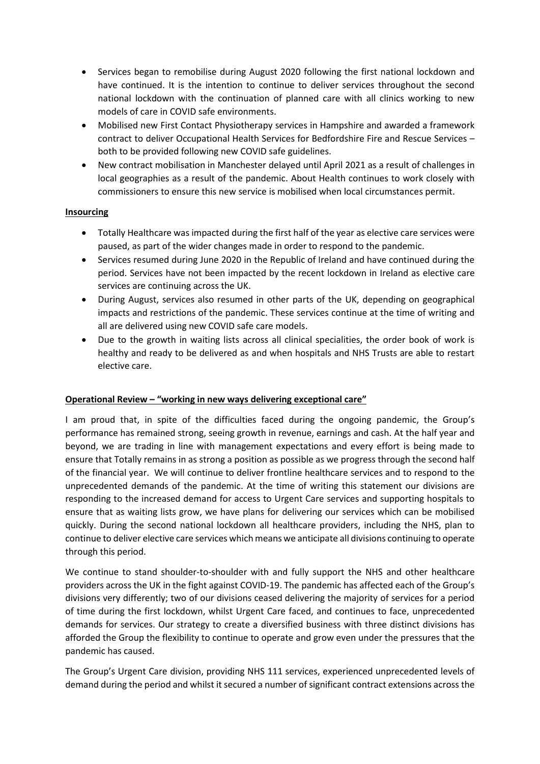- Services began to remobilise during August 2020 following the first national lockdown and have continued. It is the intention to continue to deliver services throughout the second national lockdown with the continuation of planned care with all clinics working to new models of care in COVID safe environments.
- Mobilised new First Contact Physiotherapy services in Hampshire and awarded a framework contract to deliver Occupational Health Services for Bedfordshire Fire and Rescue Services – both to be provided following new COVID safe guidelines.
- New contract mobilisation in Manchester delayed until April 2021 as a result of challenges in local geographies as a result of the pandemic. About Health continues to work closely with commissioners to ensure this new service is mobilised when local circumstances permit.

**Insourcing**

- Totally Healthcare was impacted during the first half of the year as elective care services were paused, as part of the wider changes made in order to respond to the pandemic.
- Services resumed during June 2020 in the Republic of Ireland and have continued during the period. Services have not been impacted by the recent lockdown in Ireland as elective care services are continuing across the UK.
- During August, services also resumed in other parts of the UK, depending on geographical impacts and restrictions of the pandemic. These services continue at the time of writing and all are delivered using new COVID safe care models.
- Due to the growth in waiting lists across all clinical specialities, the order book of work is healthy and ready to be delivered as and when hospitals and NHS Trusts are able to restart elective care.

**Operational Review – "working in new ways delivering exceptional care"**

I am proud that, in spite of the difficulties faced during the ongoing pandemic, the Group's performance has remained strong, seeing growth in revenue, earnings and cash. At the half year and beyond, we are trading in line with management expectations and every effort is being made to ensure that Totally remains in as strong a position as possible as we progress through the second half of the financial year. We will continue to deliver frontline healthcare services and to respond to the unprecedented demands of the pandemic. At the time of writing this statement our divisions are responding to the increased demand for access to Urgent Care services and supporting hospitals to ensure that as waiting lists grow, we have plans for delivering our services which can be mobilised quickly. During the second national lockdown all healthcare providers, including the NHS, plan to continue to deliver elective care services which means we anticipate all divisions continuing to operate through this period.

We continue to stand shoulder-to-shoulder with and fully support the NHS and other healthcare providers across the UK in the fight against COVID-19. The pandemic has affected each of the Group's divisions very differently; two of our divisions ceased delivering the majority of services for a period of time during the first lockdown, whilst Urgent Care faced, and continues to face, unprecedented demands for services. Our strategy to create a diversified business with three distinct divisions has afforded the Group the flexibility to continue to operate and grow even under the pressures that the pandemic has caused.

The Group's Urgent Care division, providing NHS 111 services, experienced unprecedented levels of demand during the period and whilst it secured a number of significant contract extensions across the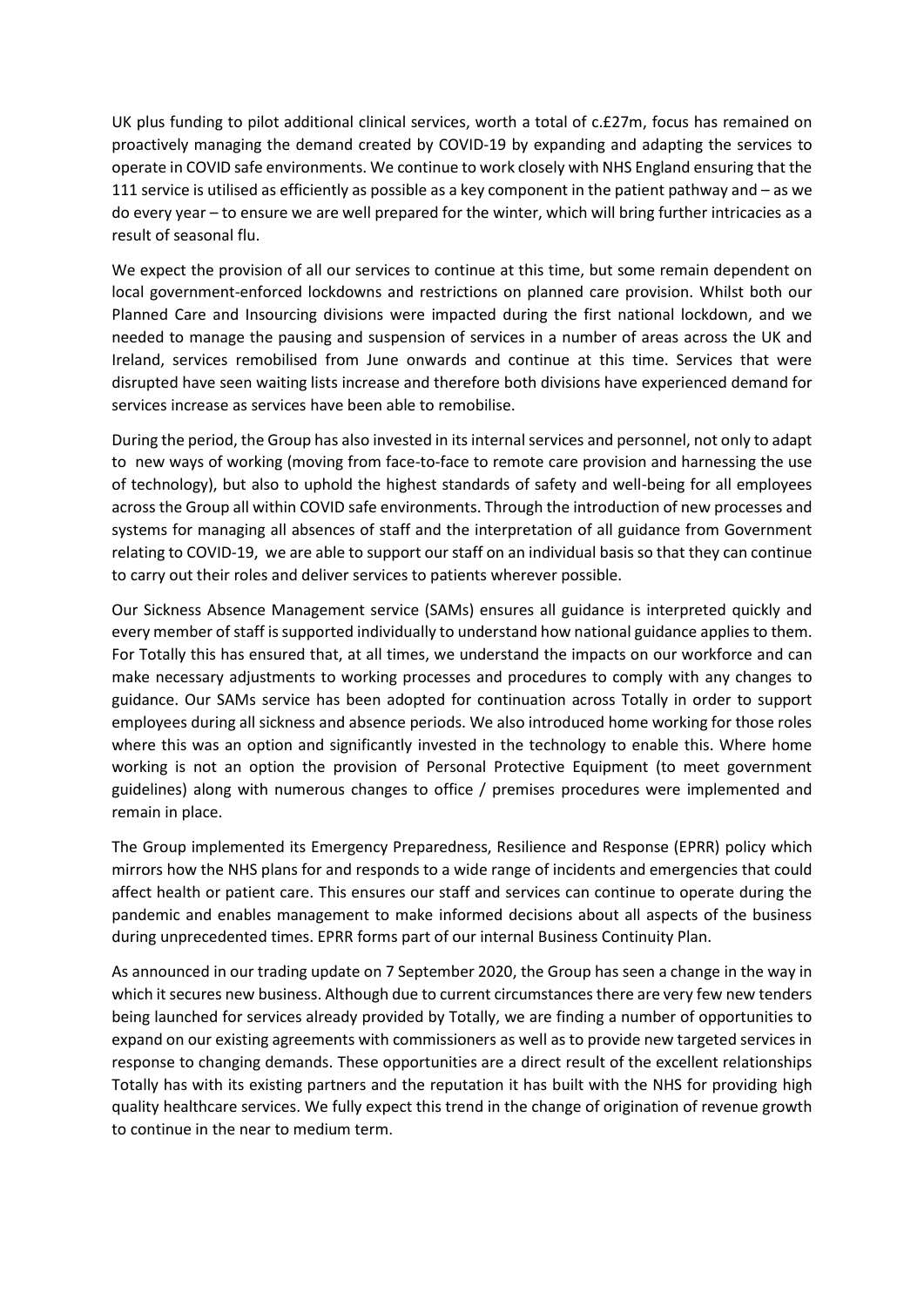UK plus funding to pilot additional clinical services, worth a total of c.£27m, focus has remained on proactively managing the demand created by COVID-19 by expanding and adapting the services to operate in COVID safe environments. We continue to work closely with NHS England ensuring that the 111 service is utilised as efficiently as possible as a key component in the patient pathway and – as we do every year – to ensure we are well prepared for the winter, which will bring further intricacies as a result of seasonal flu.

We expect the provision of all our services to continue at this time, but some remain dependent on local government-enforced lockdowns and restrictions on planned care provision. Whilst both our Planned Care and Insourcing divisions were impacted during the first national lockdown, and we needed to manage the pausing and suspension of services in a number of areas across the UK and Ireland, services remobilised from June onwards and continue at this time. Services that were disrupted have seen waiting lists increase and therefore both divisions have experienced demand for services increase as services have been able to remobilise.

During the period, the Group has also invested in its internal services and personnel, not only to adapt to new ways of working (moving from face-to-face to remote care provision and harnessing the use of technology), but also to uphold the highest standards of safety and well-being for all employees across the Group all within COVID safe environments. Through the introduction of new processes and systems for managing all absences of staff and the interpretation of all guidance from Government relating to COVID-19, we are able to support our staff on an individual basis so that they can continue to carry out their roles and deliver services to patients wherever possible.

Our Sickness Absence Management service (SAMs) ensures all guidance is interpreted quickly and every member of staff is supported individually to understand how national guidance applies to them. For Totally this has ensured that, at all times, we understand the impacts on our workforce and can make necessary adjustments to working processes and procedures to comply with any changes to guidance. Our SAMs service has been adopted for continuation across Totally in order to support employees during all sickness and absence periods. We also introduced home working for those roles where this was an option and significantly invested in the technology to enable this. Where home working is not an option the provision of Personal Protective Equipment (to meet government guidelines) along with numerous changes to office / premises procedures were implemented and remain in place.

The Group implemented its Emergency Preparedness, Resilience and Response (EPRR) policy which mirrors how the NHS plans for and responds to a wide range of incidents and emergencies that could affect health or patient care. This ensures our staff and services can continue to operate during the pandemic and enables management to make informed decisions about all aspects of the business during unprecedented times. EPRR forms part of our internal Business Continuity Plan.

As announced in our trading update on 7 September 2020, the Group has seen a change in the way in which it secures new business. Although due to current circumstances there are very few new tenders being launched for services already provided by Totally, we are finding a number of opportunities to expand on our existing agreements with commissioners as well as to provide new targeted services in response to changing demands. These opportunities are a direct result of the excellent relationships Totally has with its existing partners and the reputation it has built with the NHS for providing high quality healthcare services. We fully expect this trend in the change of origination of revenue growth to continue in the near to medium term.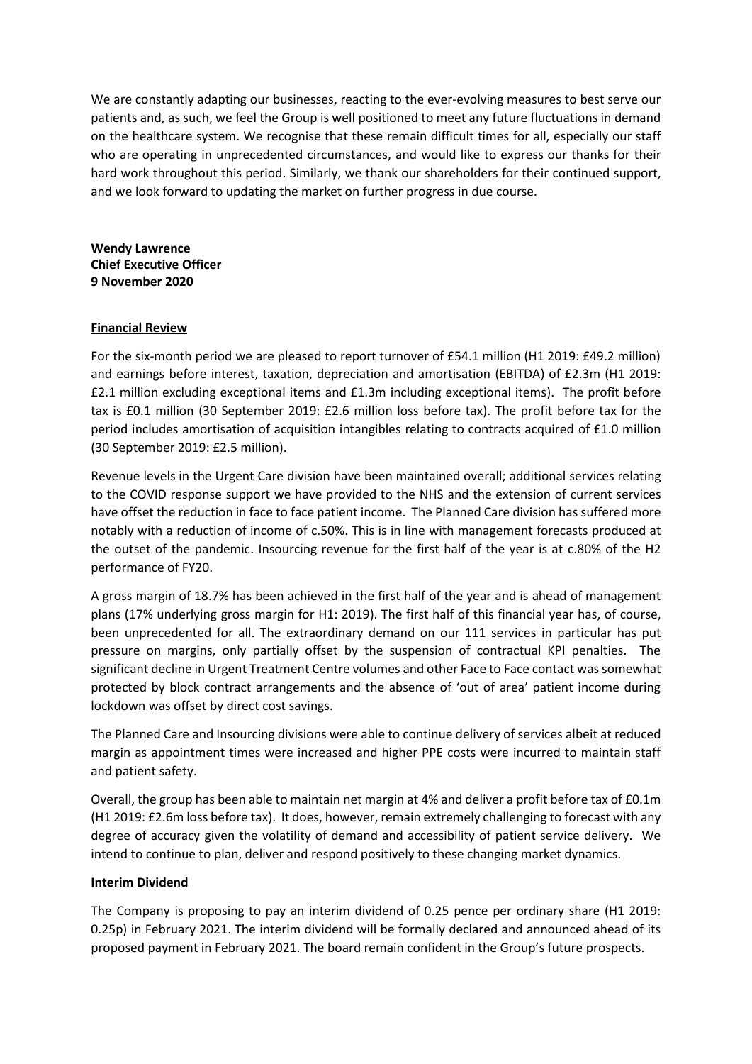We are constantly adapting our businesses, reacting to the ever-evolving measures to best serve our patients and, as such, we feel the Group is well positioned to meet any future fluctuations in demand on the healthcare system. We recognise that these remain difficult times for all, especially our staff who are operating in unprecedented circumstances, and would like to express our thanks for their hard work throughout this period. Similarly, we thank our shareholders for their continued support, and we look forward to updating the market on further progress in due course.

**Wendy Lawrence**
**Chief Executive Officer**
**9 November 2020**

## Financial Review

For the six-month period we are pleased to report turnover of £54.1 million (H1 2019: £49.2 million) and earnings before interest, taxation, depreciation and amortisation (EBITDA) of £2.3m (H1 2019: £2.1 million excluding exceptional items and £1.3m including exceptional items). The profit before tax is £0.1 million (30 September 2019: £2.6 million loss before tax). The profit before tax for the period includes amortisation of acquisition intangibles relating to contracts acquired of £1.0 million (30 September 2019: £2.5 million).

Revenue levels in the Urgent Care division have been maintained overall; additional services relating to the COVID response support we have provided to the NHS and the extension of current services have offset the reduction in face to face patient income. The Planned Care division has suffered more notably with a reduction of income of c.50%. This is in line with management forecasts produced at the outset of the pandemic. Insourcing revenue for the first half of the year is at c.80% of the H2 performance of FY20.

A gross margin of 18.7% has been achieved in the first half of the year and is ahead of management plans (17% underlying gross margin for H1: 2019). The first half of this financial year has, of course, been unprecedented for all. The extraordinary demand on our 111 services in particular has put pressure on margins, only partially offset by the suspension of contractual KPI penalties. The significant decline in Urgent Treatment Centre volumes and other Face to Face contact was somewhat protected by block contract arrangements and the absence of 'out of area' patient income during lockdown was offset by direct cost savings.

The Planned Care and Insourcing divisions were able to continue delivery of services albeit at reduced margin as appointment times were increased and higher PPE costs were incurred to maintain staff and patient safety.

Overall, the group has been able to maintain net margin at 4% and deliver a profit before tax of £0.1m (H1 2019: £2.6m loss before tax). It does, however, remain extremely challenging to forecast with any degree of accuracy given the volatility of demand and accessibility of patient service delivery. We intend to continue to plan, deliver and respond positively to these changing market dynamics.

### Interim Dividend

The Company is proposing to pay an interim dividend of 0.25 pence per ordinary share (H1 2019: 0.25p) in February 2021. The interim dividend will be formally declared and announced ahead of its proposed payment in February 2021. The board remain confident in the Group's future prospects.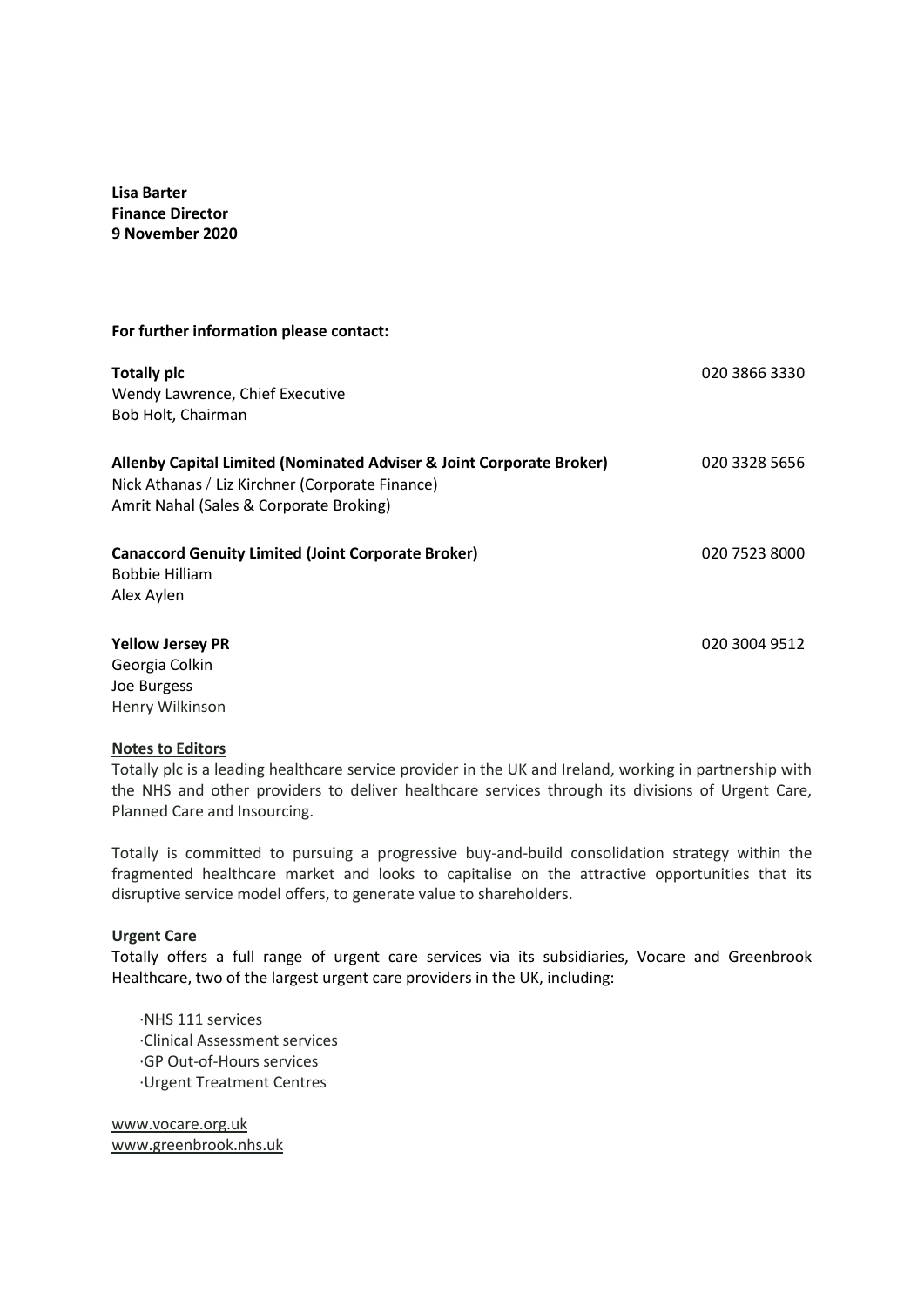**Lisa Barter**
**Finance Director**
**9 November 2020**

**For further information please contact:**

**Totally plc** 020 3866 3330
Wendy Lawrence, Chief Executive
Bob Holt, Chairman

**Allenby Capital Limited (Nominated Adviser & Joint Corporate Broker)** 020 3328 5656
Nick Athanas / Liz Kirchner (Corporate Finance)
Amrit Nahal (Sales & Corporate Broking)

**Canaccord Genuity Limited (Joint Corporate Broker)** 020 7523 8000
Bobbie Hilliam
Alex Aylen

**Yellow Jersey PR** 020 3004 9512
Georgia Colkin
Joe Burgess
Henry Wilkinson

**Notes to Editors**

Totally plc is a leading healthcare service provider in the UK and Ireland, working in partnership with the NHS and other providers to deliver healthcare services through its divisions of Urgent Care, Planned Care and Insourcing.

Totally is committed to pursuing a progressive buy-and-build consolidation strategy within the fragmented healthcare market and looks to capitalise on the attractive opportunities that its disruptive service model offers, to generate value to shareholders.

**Urgent Care**

Totally offers a full range of urgent care services via its subsidiaries, Vocare and Greenbrook Healthcare, two of the largest urgent care providers in the UK, including:

- NHS 111 services
- Clinical Assessment services
- GP Out-of-Hours services
- Urgent Treatment Centres

www.vocare.org.uk
www.greenbrook.nhs.uk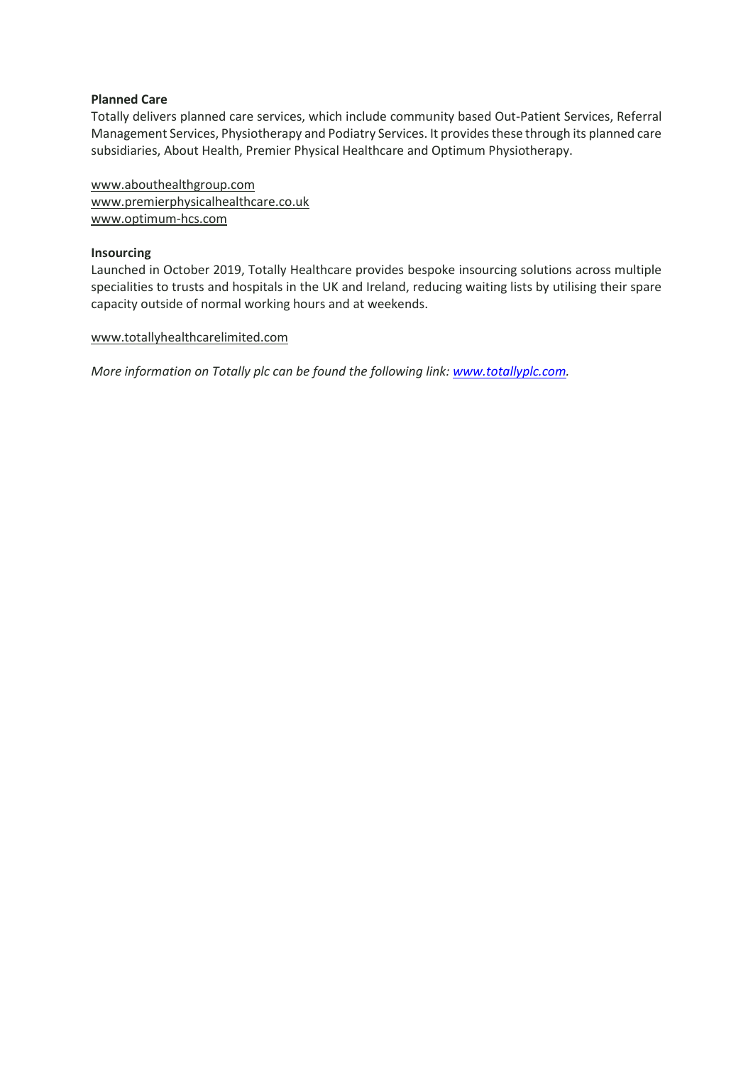**Planned Care**

Totally delivers planned care services, which include community based Out-Patient Services, Referral Management Services, Physiotherapy and Podiatry Services. It provides these through its planned care subsidiaries, About Health, Premier Physical Healthcare and Optimum Physiotherapy.

www.abouthealthgroup.com
www.premierphysicalhealthcare.co.uk
www.optimum-hcs.com

**Insourcing**

Launched in October 2019, Totally Healthcare provides bespoke insourcing solutions across multiple specialities to trusts and hospitals in the UK and Ireland, reducing waiting lists by utilising their spare capacity outside of normal working hours and at weekends.

www.totallyhealthcarelimited.com

*More information on Totally plc can be found the following link: www.totallyplc.com.*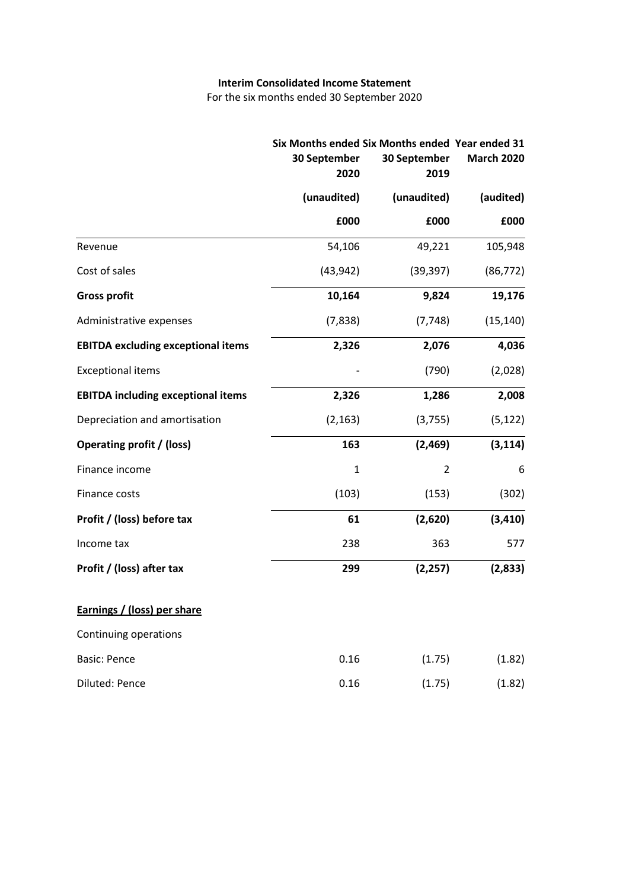**Interim Consolidated Income Statement**

For the six months ended 30 September 2020

| | Six Months ended 30 September 2020 | Six Months ended 30 September 2019 | Year ended 31 March 2020 |
|---|---|---|---|
| | (unaudited) | (unaudited) | (audited) |
| | £000 | £000 | £000 |
| Revenue | 54,106 | 49,221 | 105,948 |
| Cost of sales | (43,942) | (39,397) | (86,772) |
| **Gross profit** | **10,164** | **9,824** | **19,176** |
| Administrative expenses | (7,838) | (7,748) | (15,140) |
| **EBITDA excluding exceptional items** | **2,326** | **2,076** | **4,036** |
| Exceptional items | - | (790) | (2,028) |
| **EBITDA including exceptional items** | **2,326** | **1,286** | **2,008** |
| Depreciation and amortisation | (2,163) | (3,755) | (5,122) |
| **Operating profit / (loss)** | **163** | **(2,469)** | **(3,114)** |
| Finance income | 1 | 2 | 6 |
| Finance costs | (103) | (153) | (302) |
| **Profit / (loss) before tax** | **61** | **(2,620)** | **(3,410)** |
| Income tax | 238 | 363 | 577 |
| **Profit / (loss) after tax** | **299** | **(2,257)** | **(2,833)** |
| | | | |
| **Earnings / (loss) per share** | | | |
| Continuing operations | | | |
| Basic: Pence | 0.16 | (1.75) | (1.82) |
| Diluted: Pence | 0.16 | (1.75) | (1.82) |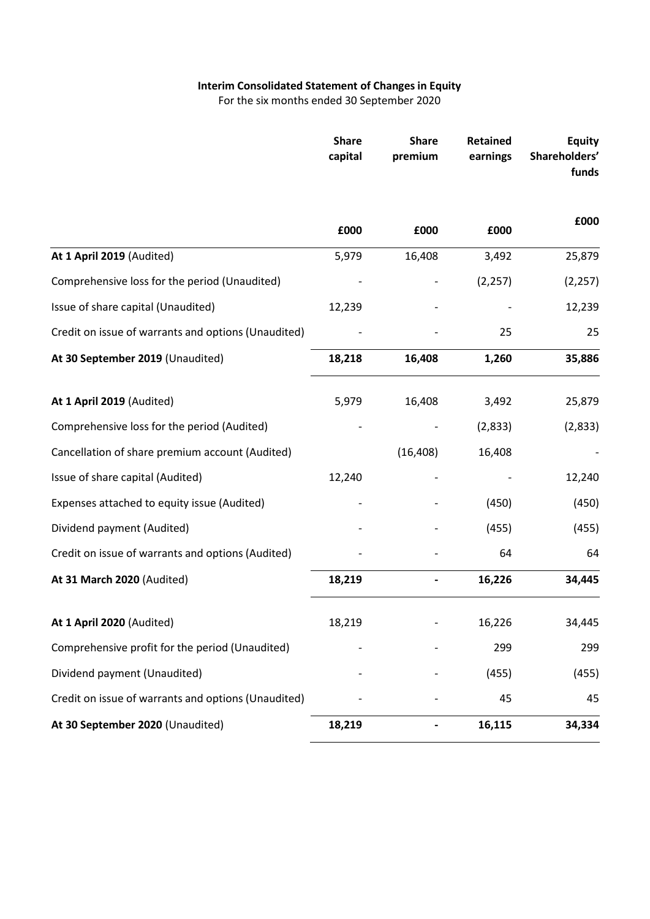**Interim Consolidated Statement of Changes in Equity**

For the six months ended 30 September 2020

| | Share capital | Share premium | Retained earnings | Equity Shareholders' funds |
|---|---|---|---|---|
| | £000 | £000 | £000 | £000 |
| **At 1 April 2019** (Audited) | 5,979 | 16,408 | 3,492 | 25,879 |
| Comprehensive loss for the period (Unaudited) | - | - | (2,257) | (2,257) |
| Issue of share capital (Unaudited) | 12,239 | - | - | 12,239 |
| Credit on issue of warrants and options (Unaudited) | - | - | 25 | 25 |
| **At 30 September 2019** (Unaudited) | **18,218** | **16,408** | **1,260** | **35,886** |
| **At 1 April 2019** (Audited) | 5,979 | 16,408 | 3,492 | 25,879 |
| Comprehensive loss for the period (Audited) | - | - | (2,833) | (2,833) |
| Cancellation of share premium account (Audited) | | (16,408) | 16,408 | - |
| Issue of share capital (Audited) | 12,240 | - | - | 12,240 |
| Expenses attached to equity issue (Audited) | - | - | (450) | (450) |
| Dividend payment (Audited) | - | - | (455) | (455) |
| Credit on issue of warrants and options (Audited) | - | - | 64 | 64 |
| **At 31 March 2020** (Audited) | **18,219** | **-** | **16,226** | **34,445** |
| **At 1 April 2020** (Audited) | 18,219 | - | 16,226 | 34,445 |
| Comprehensive profit for the period (Unaudited) | - | - | 299 | 299 |
| Dividend payment (Unaudited) | - | - | (455) | (455) |
| Credit on issue of warrants and options (Unaudited) | - | - | 45 | 45 |
| **At 30 September 2020** (Unaudited) | **18,219** | **-** | **16,115** | **34,334** |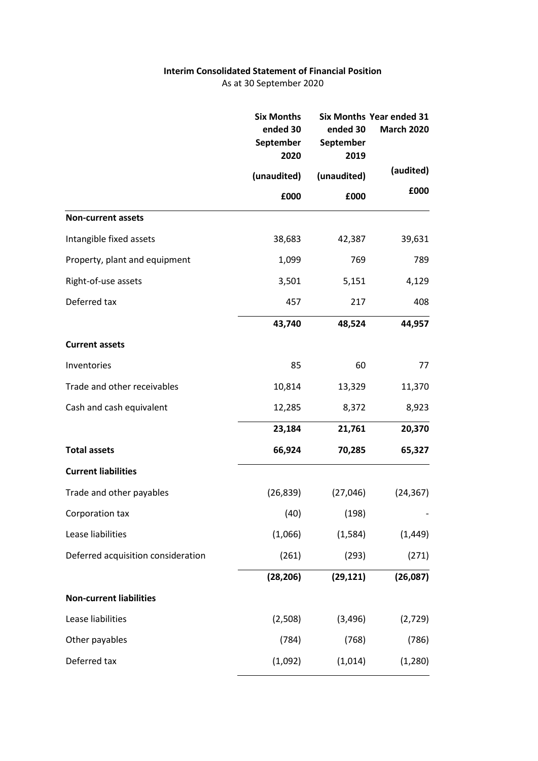**Interim Consolidated Statement of Financial Position**

As at 30 September 2020

| | Six Months ended 30 September 2020 | Six Months ended 30 September 2019 | Year ended 31 March 2020 |
|---|---|---|---|
| | (unaudited) | (unaudited) | (audited) |
| | £000 | £000 | £000 |
| **Non-current assets** | | | |
| Intangible fixed assets | 38,683 | 42,387 | 39,631 |
| Property, plant and equipment | 1,099 | 769 | 789 |
| Right-of-use assets | 3,501 | 5,151 | 4,129 |
| Deferred tax | 457 | 217 | 408 |
| | **43,740** | **48,524** | **44,957** |
| **Current assets** | | | |
| Inventories | 85 | 60 | 77 |
| Trade and other receivables | 10,814 | 13,329 | 11,370 |
| Cash and cash equivalent | 12,285 | 8,372 | 8,923 |
| | **23,184** | **21,761** | **20,370** |
| **Total assets** | **66,924** | **70,285** | **65,327** |
| **Current liabilities** | | | |
| Trade and other payables | (26,839) | (27,046) | (24,367) |
| Corporation tax | (40) | (198) | - |
| Lease liabilities | (1,066) | (1,584) | (1,449) |
| Deferred acquisition consideration | (261) | (293) | (271) |
| | **(28,206)** | **(29,121)** | **(26,087)** |
| **Non-current liabilities** | | | |
| Lease liabilities | (2,508) | (3,496) | (2,729) |
| Other payables | (784) | (768) | (786) |
| Deferred tax | (1,092) | (1,014) | (1,280) |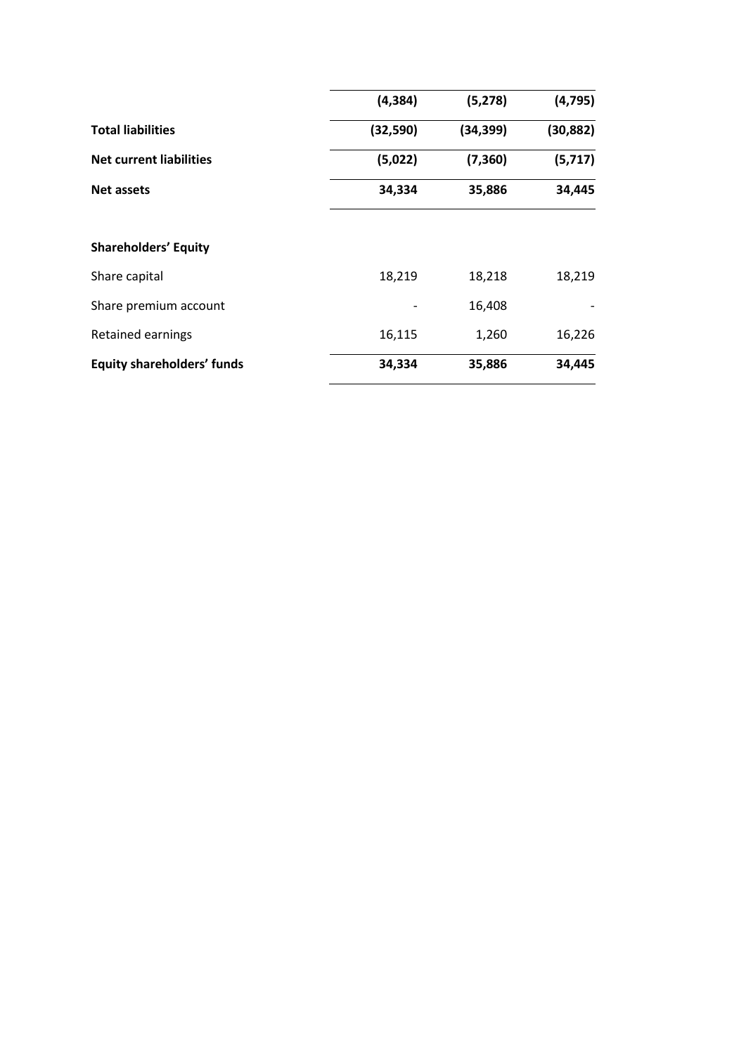| | | | |
|---|---|---|---|
| | **(4,384)** | **(5,278)** | **(4,795)** |
| **Total liabilities** | **(32,590)** | **(34,399)** | **(30,882)** |
| **Net current liabilities** | **(5,022)** | **(7,360)** | **(5,717)** |
| **Net assets** | **34,334** | **35,886** | **34,445** |
| | | | |
| **Shareholders' Equity** | | | |
| Share capital | 18,219 | 18,218 | 18,219 |
| Share premium account | - | 16,408 | - |
| Retained earnings | 16,115 | 1,260 | 16,226 |
| **Equity shareholders' funds** | **34,334** | **35,886** | **34,445** |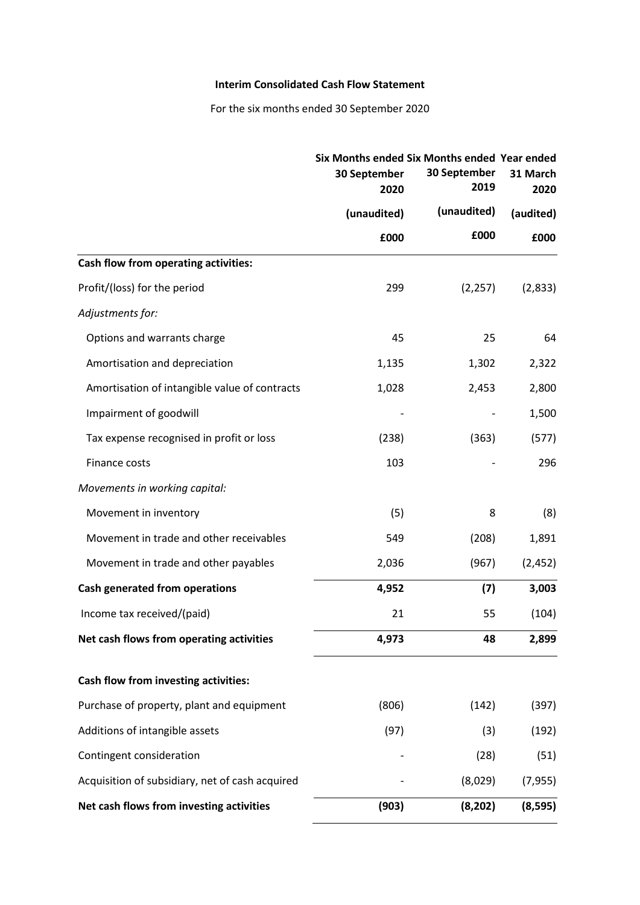**Interim Consolidated Cash Flow Statement**

For the six months ended 30 September 2020

| | Six Months ended 30 September 2020 | Six Months ended 30 September 2019 | Year ended 31 March 2020 |
|---|---|---|---|
| | (unaudited) | (unaudited) | (audited) |
| | £000 | £000 | £000 |
| **Cash flow from operating activities:** | | | |
| Profit/(loss) for the period | 299 | (2,257) | (2,833) |
| *Adjustments for:* | | | |
| Options and warrants charge | 45 | 25 | 64 |
| Amortisation and depreciation | 1,135 | 1,302 | 2,322 |
| Amortisation of intangible value of contracts | 1,028 | 2,453 | 2,800 |
| Impairment of goodwill | - | - | 1,500 |
| Tax expense recognised in profit or loss | (238) | (363) | (577) |
| Finance costs | 103 | - | 296 |
| *Movements in working capital:* | | | |
| Movement in inventory | (5) | 8 | (8) |
| Movement in trade and other receivables | 549 | (208) | 1,891 |
| Movement in trade and other payables | 2,036 | (967) | (2,452) |
| **Cash generated from operations** | **4,952** | **(7)** | **3,003** |
| Income tax received/(paid) | 21 | 55 | (104) |
| **Net cash flows from operating activities** | **4,973** | **48** | **2,899** |
| **Cash flow from investing activities:** | | | |
| Purchase of property, plant and equipment | (806) | (142) | (397) |
| Additions of intangible assets | (97) | (3) | (192) |
| Contingent consideration | - | (28) | (51) |
| Acquisition of subsidiary, net of cash acquired | - | (8,029) | (7,955) |
| **Net cash flows from investing activities** | **(903)** | **(8,202)** | **(8,595)** |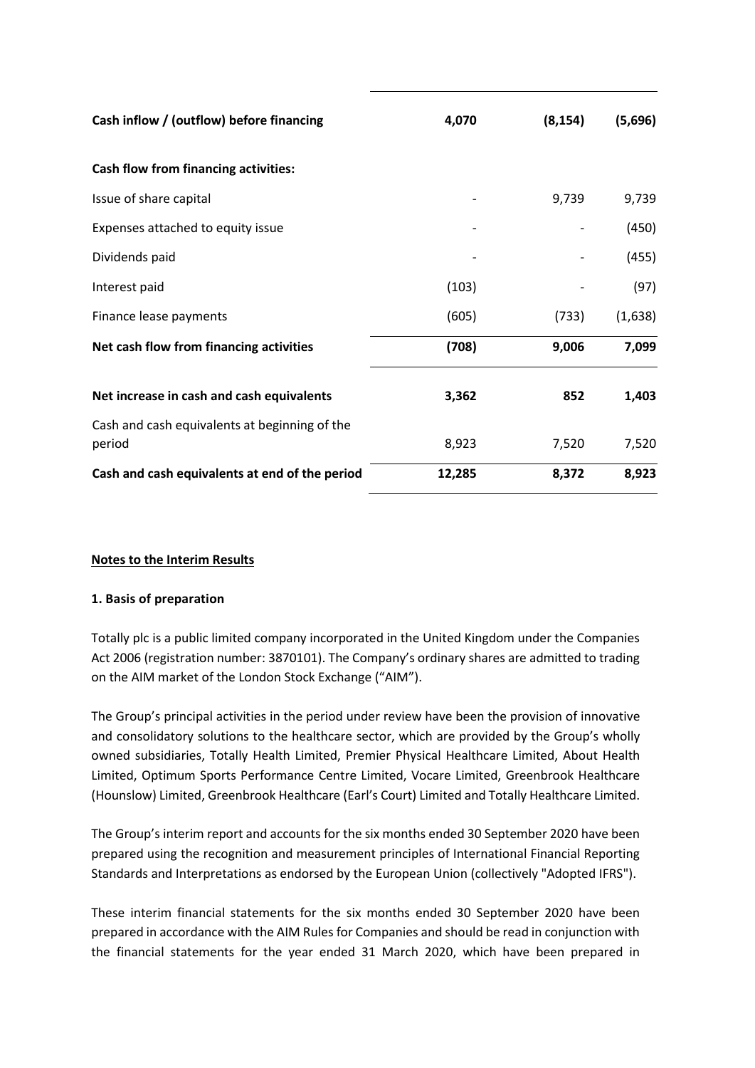| | | | |
|---|---|---|---|
| **Cash inflow / (outflow) before financing** | **4,070** | **(8,154)** | **(5,696)** |
| **Cash flow from financing activities:** | | | |
| Issue of share capital | - | 9,739 | 9,739 |
| Expenses attached to equity issue | - | - | (450) |
| Dividends paid | - | - | (455) |
| Interest paid | (103) | - | (97) |
| Finance lease payments | (605) | (733) | (1,638) |
| **Net cash flow from financing activities** | **(708)** | **9,006** | **7,099** |
| **Net increase in cash and cash equivalents** | **3,362** | **852** | **1,403** |
| Cash and cash equivalents at beginning of the period | 8,923 | 7,520 | 7,520 |
| **Cash and cash equivalents at end of the period** | **12,285** | **8,372** | **8,923** |

**Notes to the Interim Results**

**1. Basis of preparation**

Totally plc is a public limited company incorporated in the United Kingdom under the Companies Act 2006 (registration number: 3870101). The Company's ordinary shares are admitted to trading on the AIM market of the London Stock Exchange ("AIM").

The Group's principal activities in the period under review have been the provision of innovative and consolidatory solutions to the healthcare sector, which are provided by the Group's wholly owned subsidiaries, Totally Health Limited, Premier Physical Healthcare Limited, About Health Limited, Optimum Sports Performance Centre Limited, Vocare Limited, Greenbrook Healthcare (Hounslow) Limited, Greenbrook Healthcare (Earl's Court) Limited and Totally Healthcare Limited.

The Group's interim report and accounts for the six months ended 30 September 2020 have been prepared using the recognition and measurement principles of International Financial Reporting Standards and Interpretations as endorsed by the European Union (collectively "Adopted IFRS").

These interim financial statements for the six months ended 30 September 2020 have been prepared in accordance with the AIM Rules for Companies and should be read in conjunction with the financial statements for the year ended 31 March 2020, which have been prepared in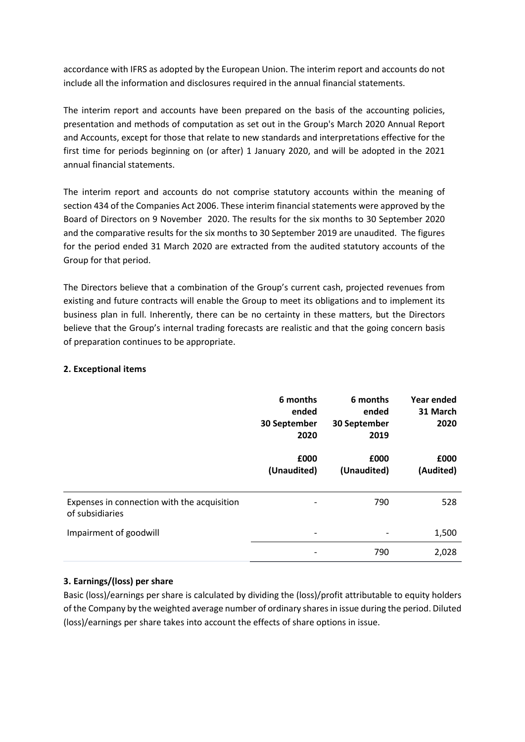accordance with IFRS as adopted by the European Union. The interim report and accounts do not include all the information and disclosures required in the annual financial statements.

The interim report and accounts have been prepared on the basis of the accounting policies, presentation and methods of computation as set out in the Group's March 2020 Annual Report and Accounts, except for those that relate to new standards and interpretations effective for the first time for periods beginning on (or after) 1 January 2020, and will be adopted in the 2021 annual financial statements.

The interim report and accounts do not comprise statutory accounts within the meaning of section 434 of the Companies Act 2006. These interim financial statements were approved by the Board of Directors on 9 November 2020. The results for the six months to 30 September 2020 and the comparative results for the six months to 30 September 2019 are unaudited. The figures for the period ended 31 March 2020 are extracted from the audited statutory accounts of the Group for that period.

The Directors believe that a combination of the Group's current cash, projected revenues from existing and future contracts will enable the Group to meet its obligations and to implement its business plan in full. Inherently, there can be no certainty in these matters, but the Directors believe that the Group's internal trading forecasts are realistic and that the going concern basis of preparation continues to be appropriate.

**2. Exceptional items**

| | 6 months ended 30 September 2020 | 6 months ended 30 September 2019 | Year ended 31 March 2020 |
|---|---|---|---|
| | £000 (Unaudited) | £000 (Unaudited) | £000 (Audited) |
| Expenses in connection with the acquisition of subsidiaries | - | 790 | 528 |
| Impairment of goodwill | - | - | 1,500 |
| | - | 790 | 2,028 |

**3. Earnings/(loss) per share**

Basic (loss)/earnings per share is calculated by dividing the (loss)/profit attributable to equity holders of the Company by the weighted average number of ordinary shares in issue during the period. Diluted (loss)/earnings per share takes into account the effects of share options in issue.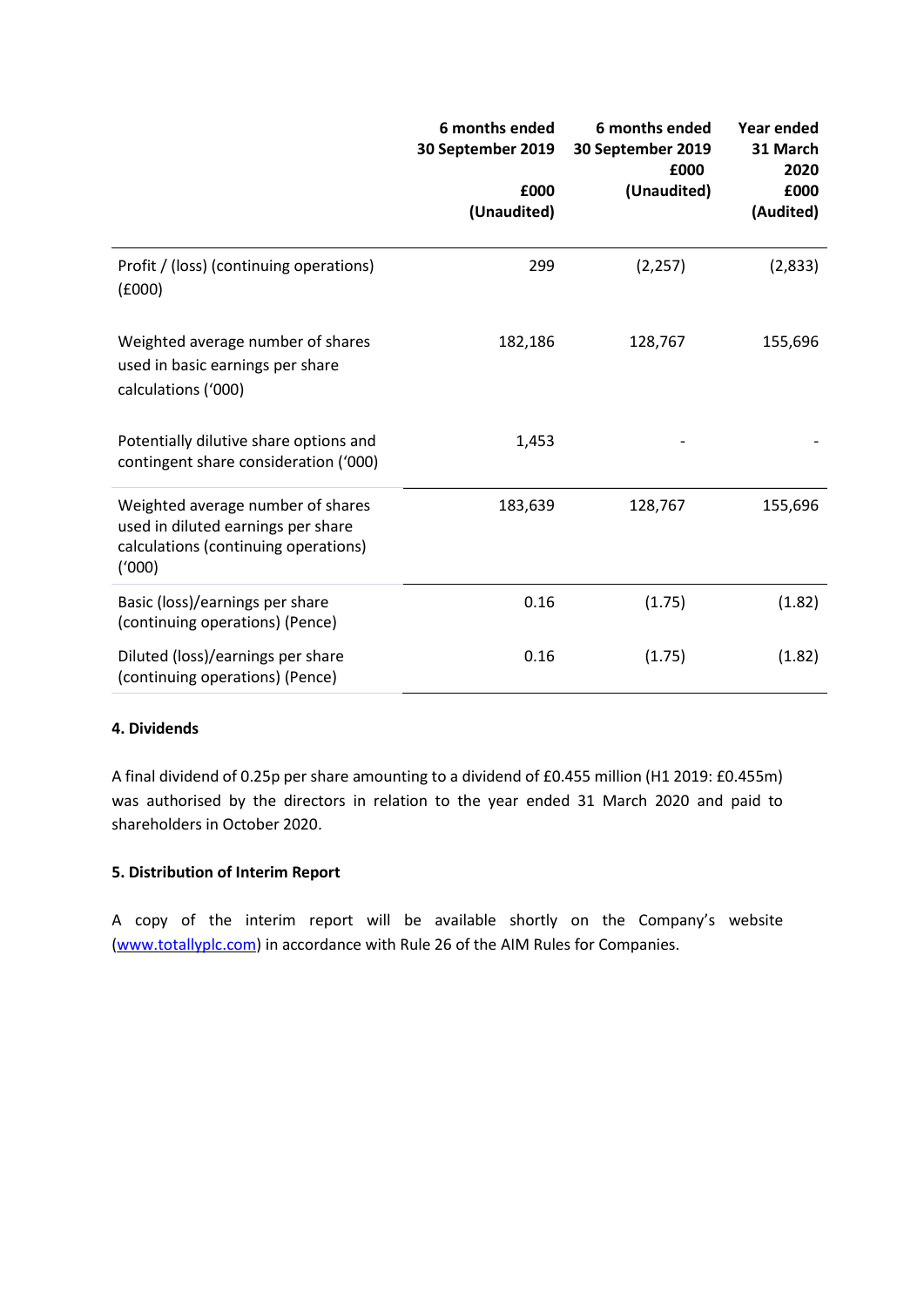| | 6 months ended 30 September 2019 £000 (Unaudited) | 6 months ended 30 September 2019 £000 (Unaudited) | Year ended 31 March 2020 £000 (Audited) |
|---|---|---|---|
| Profit / (loss) (continuing operations) (£000) | 299 | (2,257) | (2,833) |
| Weighted average number of shares used in basic earnings per share calculations ('000) | 182,186 | 128,767 | 155,696 |
| Potentially dilutive share options and contingent share consideration ('000) | 1,453 | - | - |
| Weighted average number of shares used in diluted earnings per share calculations (continuing operations) ('000) | 183,639 | 128,767 | 155,696 |
| Basic (loss)/earnings per share (continuing operations) (Pence) | 0.16 | (1.75) | (1.82) |
| Diluted (loss)/earnings per share (continuing operations) (Pence) | 0.16 | (1.75) | (1.82) |

**4. Dividends**

A final dividend of 0.25p per share amounting to a dividend of £0.455 million (H1 2019: £0.455m) was authorised by the directors in relation to the year ended 31 March 2020 and paid to shareholders in October 2020.

**5. Distribution of Interim Report**

A copy of the interim report will be available shortly on the Company's website (www.totallyplc.com) in accordance with Rule 26 of the AIM Rules for Companies.